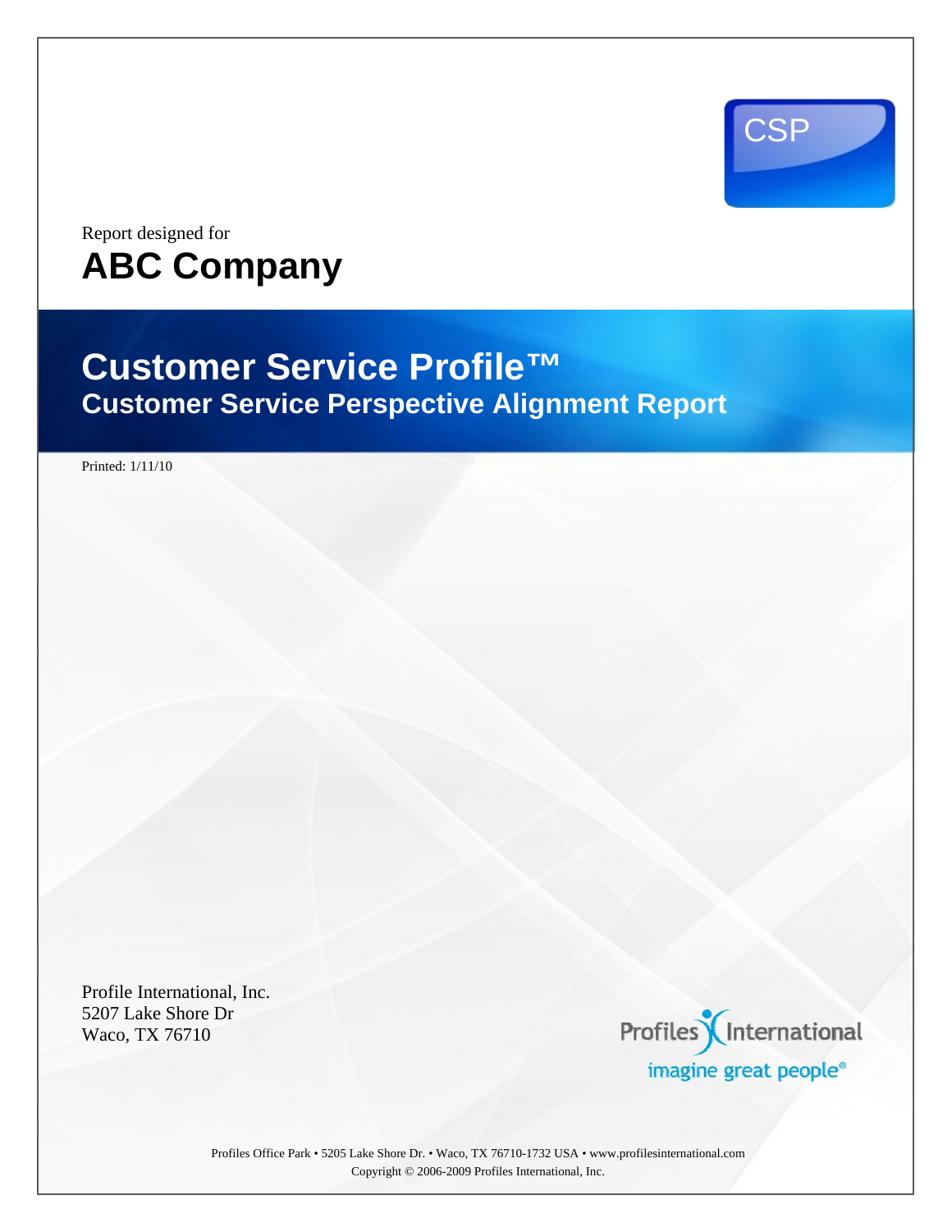CSP

Report designed for

# ABC Company

# Customer Service Profile™

## Customer Service Perspective Alignment Report

Printed: 1/11/10

Profile International, Inc.
5207 Lake Shore Dr
Waco, TX 76710

Profiles International
imagine great people®

Profiles Office Park • 5205 Lake Shore Dr. • Waco, TX 76710-1732 USA • www.profilesinternational.com
Copyright © 2006-2009 Profiles International, Inc.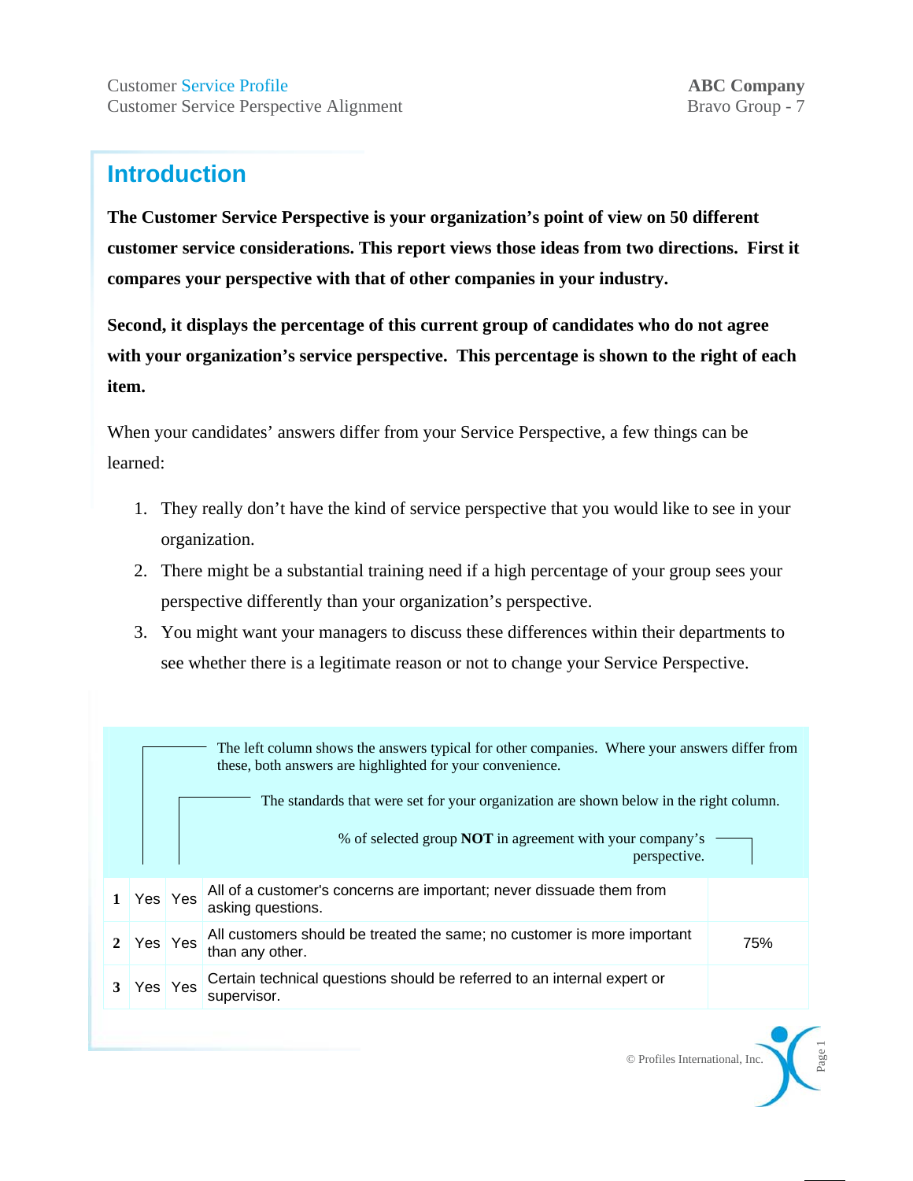## Introduction

**The Customer Service Perspective is your organization's point of view on 50 different customer service considerations. This report views those ideas from two directions. First it compares your perspective with that of other companies in your industry.**

**Second, it displays the percentage of this current group of candidates who do not agree with your organization's service perspective. This percentage is shown to the right of each item.**

When your candidates' answers differ from your Service Perspective, a few things can be learned:

1. They really don't have the kind of service perspective that you would like to see in your organization.
2. There might be a substantial training need if a high percentage of your group sees your perspective differently than your organization's perspective.
3. You might want your managers to discuss these differences within their departments to see whether there is a legitimate reason or not to change your Service Perspective.

The left column shows the answers typical for other companies. Where your answers differ from these, both answers are highlighted for your convenience.

The standards that were set for your organization are shown below in the right column.

% of selected group **NOT** in agreement with your company's perspective.

| # | Other Companies | Your Organization | Item | % NOT in agreement |
|---|---|---|---|---|
| 1 | Yes | Yes | All of a customer's concerns are important; never dissuade them from asking questions. | |
| 2 | Yes | Yes | All customers should be treated the same; no customer is more important than any other. | 75% |
| 3 | Yes | Yes | Certain technical questions should be referred to an internal expert or supervisor. | |

© Profiles International, Inc.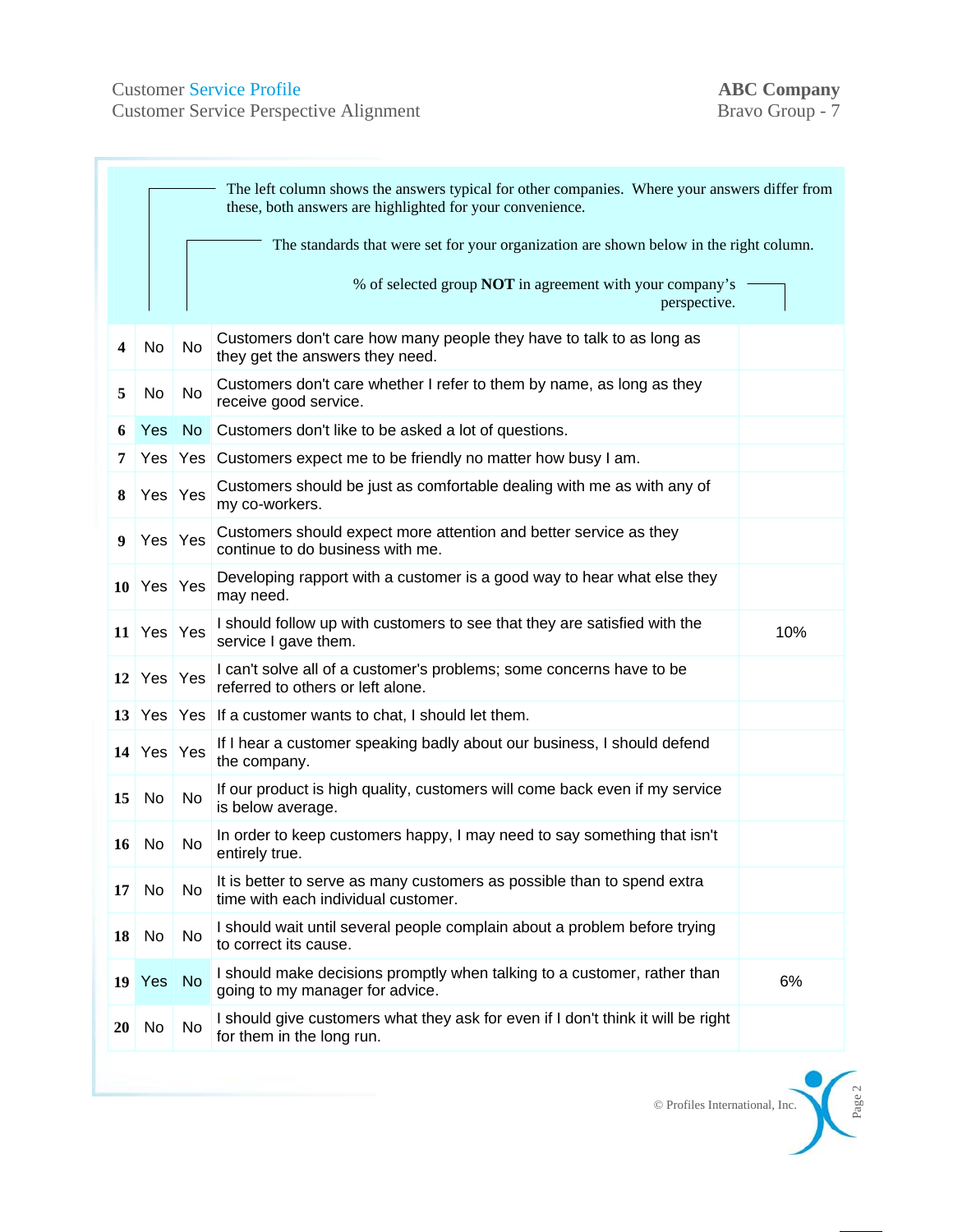Customer Service Profile
Customer Service Perspective Alignment

**ABC Company**
Bravo Group - 7

The left column shows the answers typical for other companies. Where your answers differ from these, both answers are highlighted for your convenience.

The standards that were set for your organization are shown below in the right column.

% of selected group **NOT** in agreement with your company's perspective.

| # | Typical | Standard | Statement | % |
|---|---|---|---|---|
| **4** | No | No | Customers don't care how many people they have to talk to as long as they get the answers they need. | |
| **5** | No | No | Customers don't care whether I refer to them by name, as long as they receive good service. | |
| **6** | Yes | No | Customers don't like to be asked a lot of questions. | |
| **7** | Yes | Yes | Customers expect me to be friendly no matter how busy I am. | |
| **8** | Yes | Yes | Customers should be just as comfortable dealing with me as with any of my co-workers. | |
| **9** | Yes | Yes | Customers should expect more attention and better service as they continue to do business with me. | |
| **10** | Yes | Yes | Developing rapport with a customer is a good way to hear what else they may need. | |
| **11** | Yes | Yes | I should follow up with customers to see that they are satisfied with the service I gave them. | 10% |
| **12** | Yes | Yes | I can't solve all of a customer's problems; some concerns have to be referred to others or left alone. | |
| **13** | Yes | Yes | If a customer wants to chat, I should let them. | |
| **14** | Yes | Yes | If I hear a customer speaking badly about our business, I should defend the company. | |
| **15** | No | No | If our product is high quality, customers will come back even if my service is below average. | |
| **16** | No | No | In order to keep customers happy, I may need to say something that isn't entirely true. | |
| **17** | No | No | It is better to serve as many customers as possible than to spend extra time with each individual customer. | |
| **18** | No | No | I should wait until several people complain about a problem before trying to correct its cause. | |
| **19** | Yes | No | I should make decisions promptly when talking to a customer, rather than going to my manager for advice. | 6% |
| **20** | No | No | I should give customers what they ask for even if I don't think it will be right for them in the long run. | |

© Profiles International, Inc.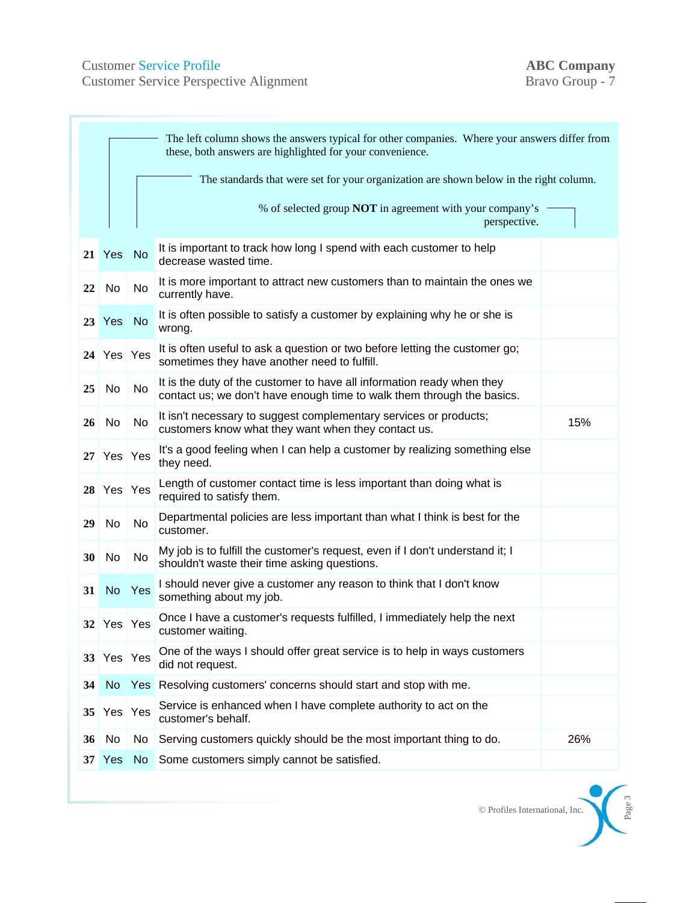The left column shows the answers typical for other companies. Where your answers differ from these, both answers are highlighted for your convenience.

The standards that were set for your organization are shown below in the right column.

% of selected group **NOT** in agreement with your company's perspective.

| # | Typical | Standard | Statement | % Not in agreement |
|---|---|---|---|---|
| 21 | Yes | No | It is important to track how long I spend with each customer to help decrease wasted time. | |
| 22 | No | No | It is more important to attract new customers than to maintain the ones we currently have. | |
| 23 | Yes | No | It is often possible to satisfy a customer by explaining why he or she is wrong. | |
| 24 | Yes | Yes | It is often useful to ask a question or two before letting the customer go; sometimes they have another need to fulfill. | |
| 25 | No | No | It is the duty of the customer to have all information ready when they contact us; we don't have enough time to walk them through the basics. | |
| 26 | No | No | It isn't necessary to suggest complementary services or products; customers know what they want when they contact us. | 15% |
| 27 | Yes | Yes | It's a good feeling when I can help a customer by realizing something else they need. | |
| 28 | Yes | Yes | Length of customer contact time is less important than doing what is required to satisfy them. | |
| 29 | No | No | Departmental policies are less important than what I think is best for the customer. | |
| 30 | No | No | My job is to fulfill the customer's request, even if I don't understand it; I shouldn't waste their time asking questions. | |
| 31 | No | Yes | I should never give a customer any reason to think that I don't know something about my job. | |
| 32 | Yes | Yes | Once I have a customer's requests fulfilled, I immediately help the next customer waiting. | |
| 33 | Yes | Yes | One of the ways I should offer great service is to help in ways customers did not request. | |
| 34 | No | Yes | Resolving customers' concerns should start and stop with me. | |
| 35 | Yes | Yes | Service is enhanced when I have complete authority to act on the customer's behalf. | |
| 36 | No | No | Serving customers quickly should be the most important thing to do. | 26% |
| 37 | Yes | No | Some customers simply cannot be satisfied. | |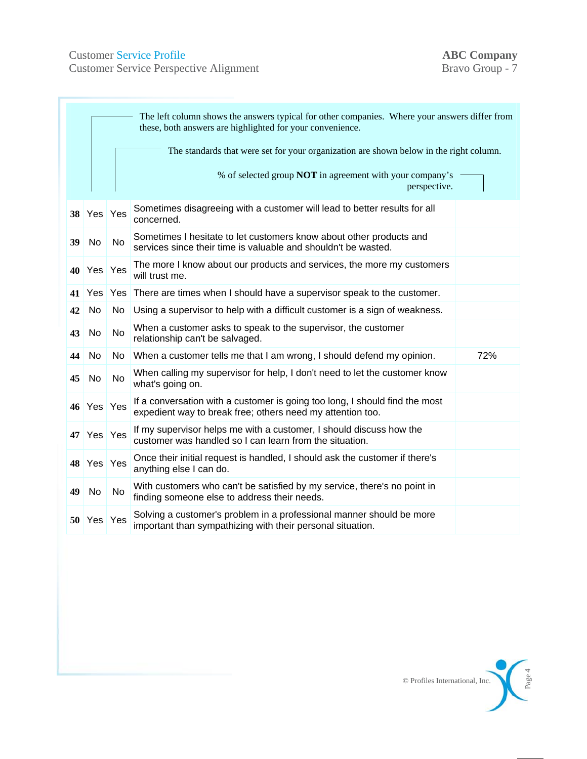The left column shows the answers typical for other companies. Where your answers differ from these, both answers are highlighted for your convenience.

The standards that were set for your organization are shown below in the right column.

% of selected group **NOT** in agreement with your company's perspective.

| | | | | |
|---|---|---|---|---|
| 38 | Yes | Yes | Sometimes disagreeing with a customer will lead to better results for all concerned. | |
| 39 | No | No | Sometimes I hesitate to let customers know about other products and services since their time is valuable and shouldn't be wasted. | |
| 40 | Yes | Yes | The more I know about our products and services, the more my customers will trust me. | |
| 41 | Yes | Yes | There are times when I should have a supervisor speak to the customer. | |
| 42 | No | No | Using a supervisor to help with a difficult customer is a sign of weakness. | |
| 43 | No | No | When a customer asks to speak to the supervisor, the customer relationship can't be salvaged. | |
| 44 | No | No | When a customer tells me that I am wrong, I should defend my opinion. | 72% |
| 45 | No | No | When calling my supervisor for help, I don't need to let the customer know what's going on. | |
| 46 | Yes | Yes | If a conversation with a customer is going too long, I should find the most expedient way to break free; others need my attention too. | |
| 47 | Yes | Yes | If my supervisor helps me with a customer, I should discuss how the customer was handled so I can learn from the situation. | |
| 48 | Yes | Yes | Once their initial request is handled, I should ask the customer if there's anything else I can do. | |
| 49 | No | No | With customers who can't be satisfied by my service, there's no point in finding someone else to address their needs. | |
| 50 | Yes | Yes | Solving a customer's problem in a professional manner should be more important than sympathizing with their personal situation. | |